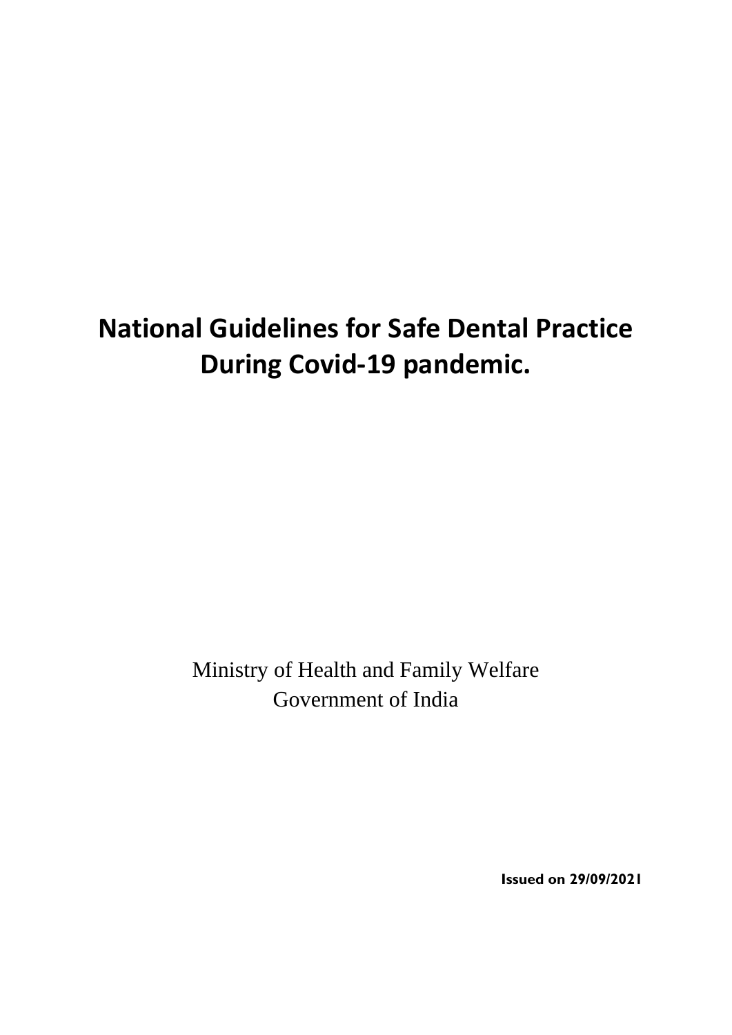# National Guidelines for Safe Dental Practice During Covid-19 pandemic.

Ministry of Health and Family Welfare
Government of India

**Issued on 29/09/2021**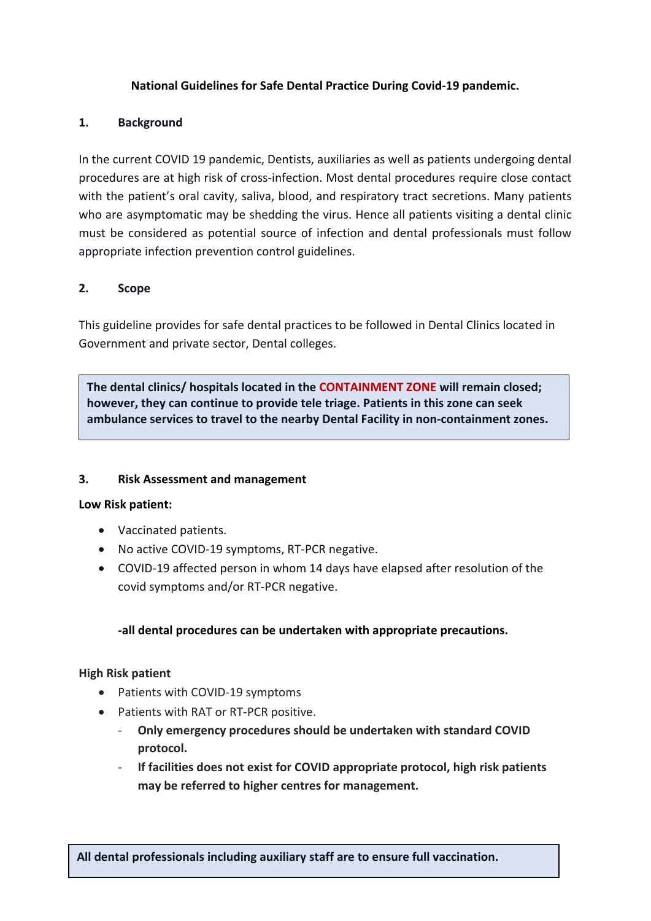**National Guidelines for Safe Dental Practice During Covid-19 pandemic.**

## 1. Background

In the current COVID 19 pandemic, Dentists, auxiliaries as well as patients undergoing dental procedures are at high risk of cross-infection. Most dental procedures require close contact with the patient's oral cavity, saliva, blood, and respiratory tract secretions. Many patients who are asymptomatic may be shedding the virus. Hence all patients visiting a dental clinic must be considered as potential source of infection and dental professionals must follow appropriate infection prevention control guidelines.

## 2. Scope

This guideline provides for safe dental practices to be followed in Dental Clinics located in Government and private sector, Dental colleges.

> **The dental clinics/ hospitals located in the CONTAINMENT ZONE will remain closed; however, they can continue to provide tele triage. Patients in this zone can seek ambulance services to travel to the nearby Dental Facility in non-containment zones.**

## 3. Risk Assessment and management

**Low Risk patient:**

- Vaccinated patients.
- No active COVID-19 symptoms, RT-PCR negative.
- COVID-19 affected person in whom 14 days have elapsed after resolution of the covid symptoms and/or RT-PCR negative.

**-all dental procedures can be undertaken with appropriate precautions.**

**High Risk patient**

- Patients with COVID-19 symptoms
- Patients with RAT or RT-PCR positive.
  - **Only emergency procedures should be undertaken with standard COVID protocol.**
  - **If facilities does not exist for COVID appropriate protocol, high risk patients may be referred to higher centres for management.**

> **All dental professionals including auxiliary staff are to ensure full vaccination.**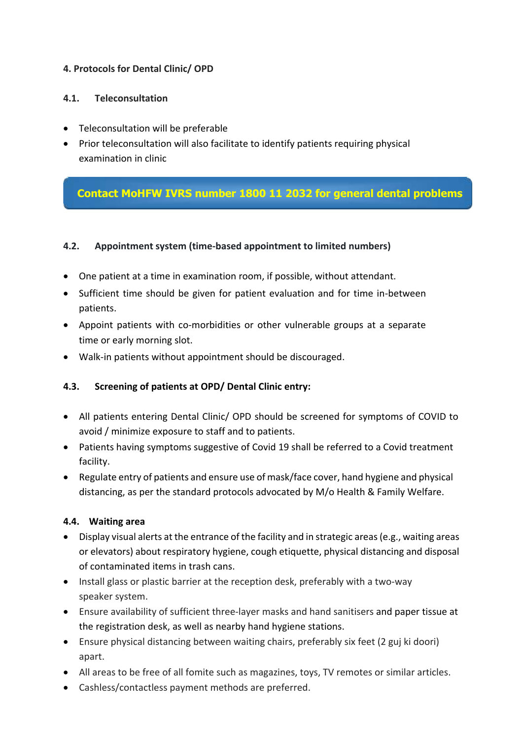## 4. Protocols for Dental Clinic/ OPD

### 4.1. Teleconsultation

- Teleconsultation will be preferable
- Prior teleconsultation will also facilitate to identify patients requiring physical examination in clinic

**Contact MoHFW IVRS number 1800 11 2032 for general dental problems**

### 4.2. Appointment system (time-based appointment to limited numbers)

- One patient at a time in examination room, if possible, without attendant.
- Sufficient time should be given for patient evaluation and for time in-between patients.
- Appoint patients with co-morbidities or other vulnerable groups at a separate time or early morning slot.
- Walk-in patients without appointment should be discouraged.

### 4.3. Screening of patients at OPD/ Dental Clinic entry:

- All patients entering Dental Clinic/ OPD should be screened for symptoms of COVID to avoid / minimize exposure to staff and to patients.
- Patients having symptoms suggestive of Covid 19 shall be referred to a Covid treatment facility.
- Regulate entry of patients and ensure use of mask/face cover, hand hygiene and physical distancing, as per the standard protocols advocated by M/o Health & Family Welfare.

### 4.4. Waiting area

- Display visual alerts at the entrance of the facility and in strategic areas (e.g., waiting areas or elevators) about respiratory hygiene, cough etiquette, physical distancing and disposal of contaminated items in trash cans.
- Install glass or plastic barrier at the reception desk, preferably with a two-way speaker system.
- Ensure availability of sufficient three-layer masks and hand sanitisers and paper tissue at the registration desk, as well as nearby hand hygiene stations.
- Ensure physical distancing between waiting chairs, preferably six feet (2 guj ki doori) apart.
- All areas to be free of all fomite such as magazines, toys, TV remotes or similar articles.
- Cashless/contactless payment methods are preferred.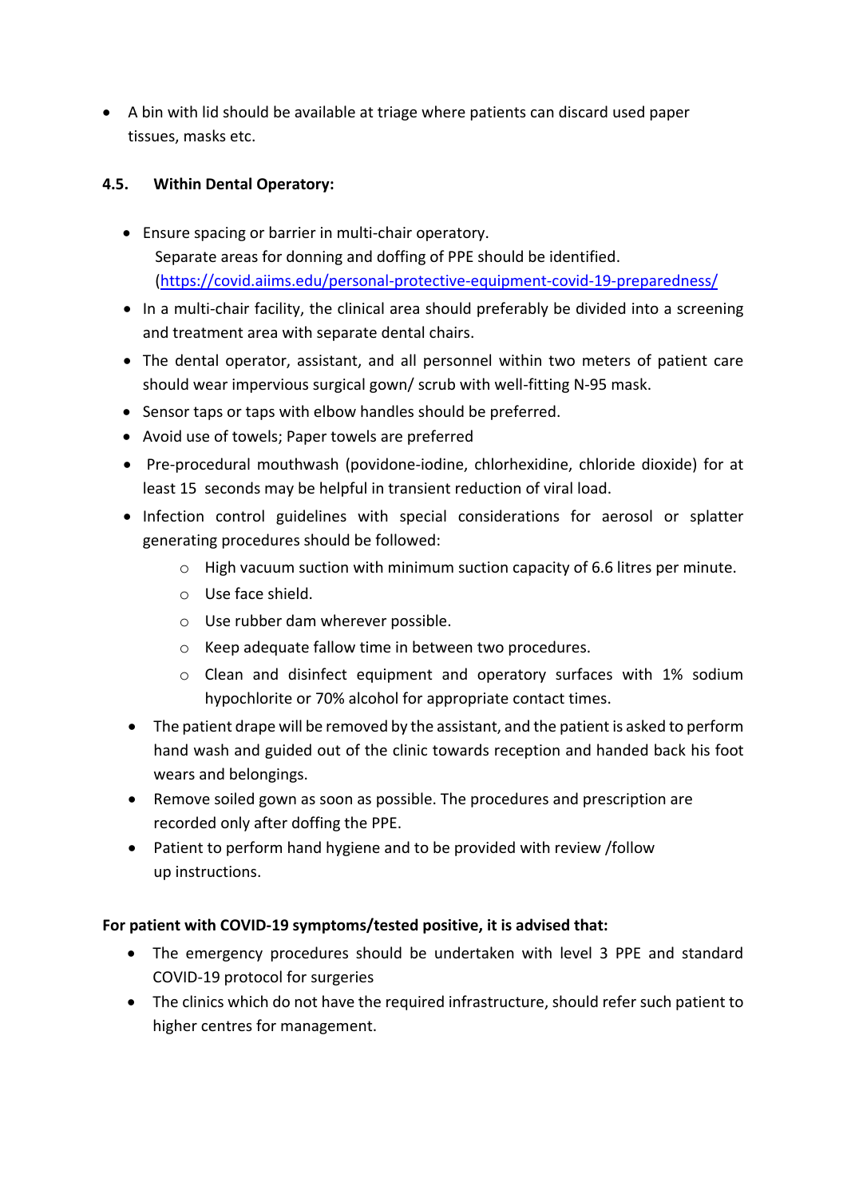- A bin with lid should be available at triage where patients can discard used paper tissues, masks etc.

### 4.5. Within Dental Operatory:

- Ensure spacing or barrier in multi-chair operatory.
  Separate areas for donning and doffing of PPE should be identified. (https://covid.aiims.edu/personal-protective-equipment-covid-19-preparedness/
- In a multi-chair facility, the clinical area should preferably be divided into a screening and treatment area with separate dental chairs.
- The dental operator, assistant, and all personnel within two meters of patient care should wear impervious surgical gown/ scrub with well-fitting N-95 mask.
- Sensor taps or taps with elbow handles should be preferred.
- Avoid use of towels; Paper towels are preferred
- Pre-procedural mouthwash (povidone-iodine, chlorhexidine, chloride dioxide) for at least 15 seconds may be helpful in transient reduction of viral load.
- Infection control guidelines with special considerations for aerosol or splatter generating procedures should be followed:
  - High vacuum suction with minimum suction capacity of 6.6 litres per minute.
  - Use face shield.
  - Use rubber dam wherever possible.
  - Keep adequate fallow time in between two procedures.
  - Clean and disinfect equipment and operatory surfaces with 1% sodium hypochlorite or 70% alcohol for appropriate contact times.
- The patient drape will be removed by the assistant, and the patient is asked to perform hand wash and guided out of the clinic towards reception and handed back his foot wears and belongings.
- Remove soiled gown as soon as possible. The procedures and prescription are recorded only after doffing the PPE.
- Patient to perform hand hygiene and to be provided with review /follow up instructions.

**For patient with COVID-19 symptoms/tested positive, it is advised that:**

- The emergency procedures should be undertaken with level 3 PPE and standard COVID-19 protocol for surgeries
- The clinics which do not have the required infrastructure, should refer such patient to higher centres for management.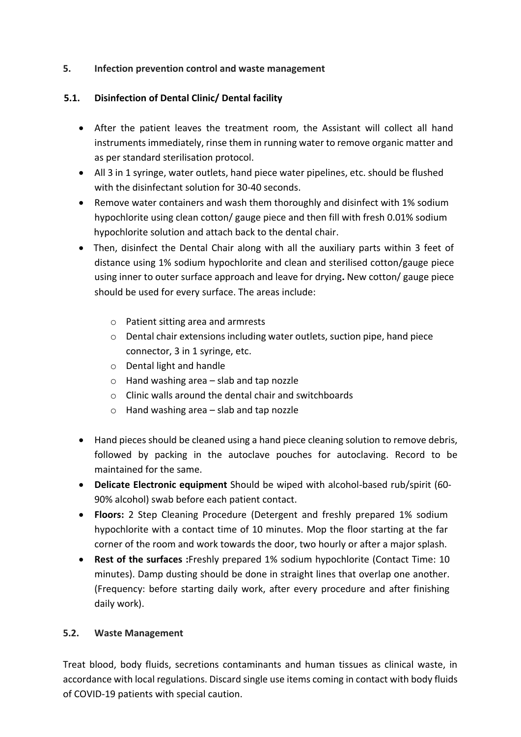## 5. Infection prevention control and waste management

### 5.1. Disinfection of Dental Clinic/ Dental facility

- After the patient leaves the treatment room, the Assistant will collect all hand instruments immediately, rinse them in running water to remove organic matter and as per standard sterilisation protocol.
- All 3 in 1 syringe, water outlets, hand piece water pipelines, etc. should be flushed with the disinfectant solution for 30-40 seconds.
- Remove water containers and wash them thoroughly and disinfect with 1% sodium hypochlorite using clean cotton/ gauge piece and then fill with fresh 0.01% sodium hypochlorite solution and attach back to the dental chair.
- Then, disinfect the Dental Chair along with all the auxiliary parts within 3 feet of distance using 1% sodium hypochlorite and clean and sterilised cotton/gauge piece using inner to outer surface approach and leave for drying**.** New cotton/ gauge piece should be used for every surface. The areas include:
    - Patient sitting area and armrests
    - Dental chair extensions including water outlets, suction pipe, hand piece connector, 3 in 1 syringe, etc.
    - Dental light and handle
    - Hand washing area – slab and tap nozzle
    - Clinic walls around the dental chair and switchboards
    - Hand washing area – slab and tap nozzle
- Hand pieces should be cleaned using a hand piece cleaning solution to remove debris, followed by packing in the autoclave pouches for autoclaving. Record to be maintained for the same.
- **Delicate Electronic equipment** Should be wiped with alcohol-based rub/spirit (60-90% alcohol) swab before each patient contact.
- **Floors:** 2 Step Cleaning Procedure (Detergent and freshly prepared 1% sodium hypochlorite with a contact time of 10 minutes. Mop the floor starting at the far corner of the room and work towards the door, two hourly or after a major splash.
- **Rest of the surfaces :**Freshly prepared 1% sodium hypochlorite (Contact Time: 10 minutes). Damp dusting should be done in straight lines that overlap one another. (Frequency: before starting daily work, after every procedure and after finishing daily work).

### 5.2. Waste Management

Treat blood, body fluids, secretions contaminants and human tissues as clinical waste, in accordance with local regulations. Discard single use items coming in contact with body fluids of COVID-19 patients with special caution.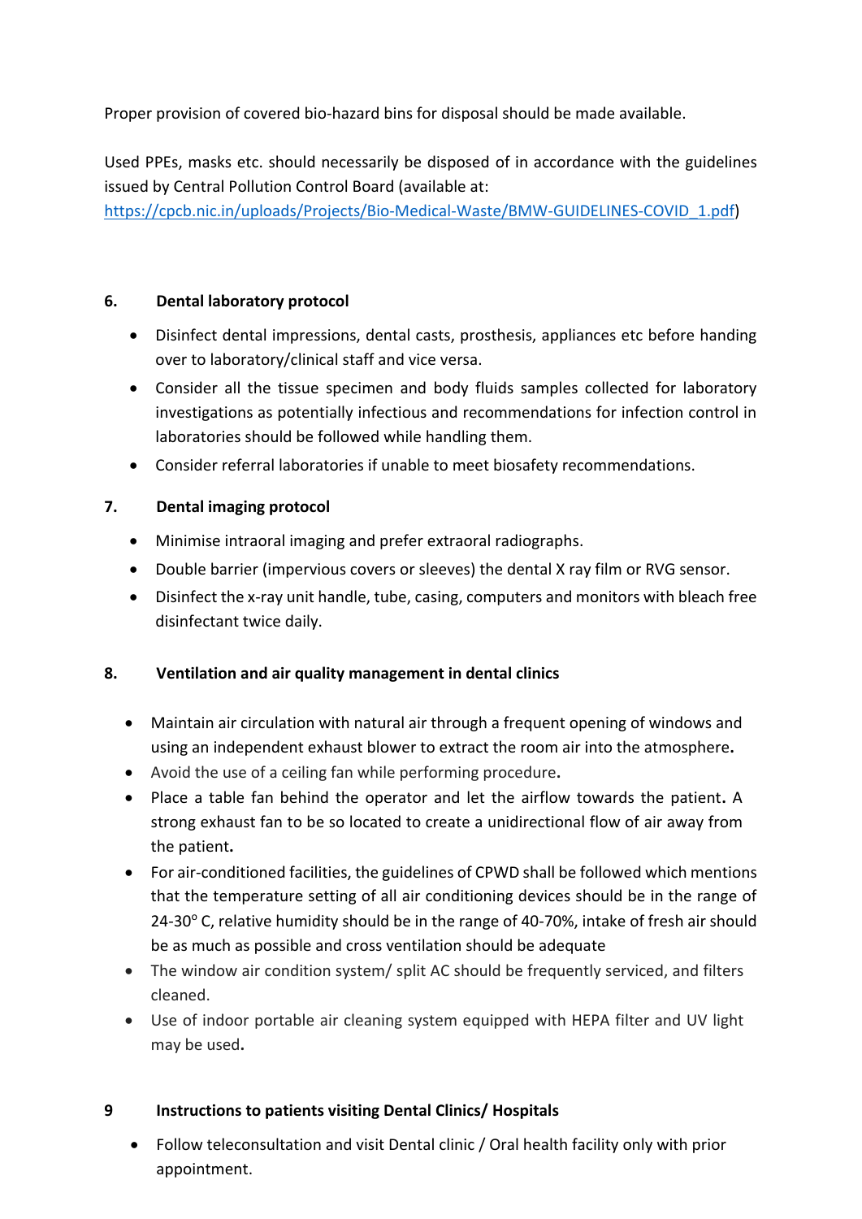Proper provision of covered bio-hazard bins for disposal should be made available.

Used PPEs, masks etc. should necessarily be disposed of in accordance with the guidelines issued by Central Pollution Control Board (available at: [https://cpcb.nic.in/uploads/Projects/Bio-Medical-Waste/BMW-GUIDELINES-COVID_1.pdf](https://cpcb.nic.in/uploads/Projects/Bio-Medical-Waste/BMW-GUIDELINES-COVID_1.pdf))

## 6. Dental laboratory protocol

- Disinfect dental impressions, dental casts, prosthesis, appliances etc before handing over to laboratory/clinical staff and vice versa.
- Consider all the tissue specimen and body fluids samples collected for laboratory investigations as potentially infectious and recommendations for infection control in laboratories should be followed while handling them.
- Consider referral laboratories if unable to meet biosafety recommendations.

## 7. Dental imaging protocol

- Minimise intraoral imaging and prefer extraoral radiographs.
- Double barrier (impervious covers or sleeves) the dental X ray film or RVG sensor.
- Disinfect the x-ray unit handle, tube, casing, computers and monitors with bleach free disinfectant twice daily.

## 8. Ventilation and air quality management in dental clinics

- Maintain air circulation with natural air through a frequent opening of windows and using an independent exhaust blower to extract the room air into the atmosphere.
- Avoid the use of a ceiling fan while performing procedure.
- Place a table fan behind the operator and let the airflow towards the patient. A strong exhaust fan to be so located to create a unidirectional flow of air away from the patient.
- For air-conditioned facilities, the guidelines of CPWD shall be followed which mentions that the temperature setting of all air conditioning devices should be in the range of 24-30$^{o}$ C, relative humidity should be in the range of 40-70%, intake of fresh air should be as much as possible and cross ventilation should be adequate
- The window air condition system/ split AC should be frequently serviced, and filters cleaned.
- Use of indoor portable air cleaning system equipped with HEPA filter and UV light may be used.

## 9 Instructions to patients visiting Dental Clinics/ Hospitals

- Follow teleconsultation and visit Dental clinic / Oral health facility only with prior appointment.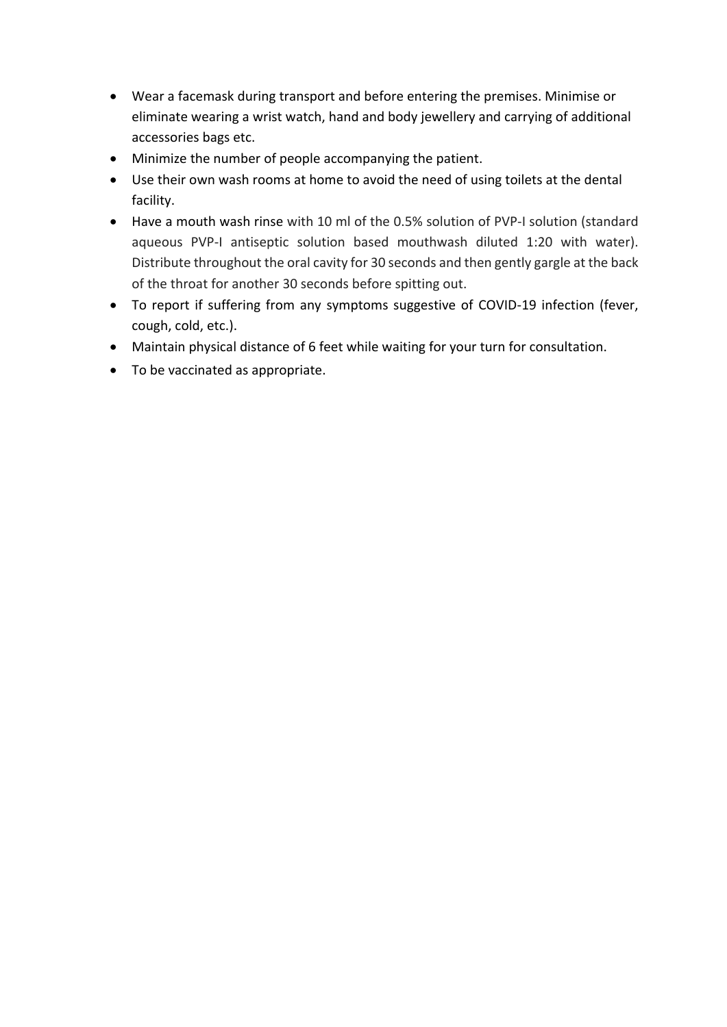- Wear a facemask during transport and before entering the premises. Minimise or eliminate wearing a wrist watch, hand and body jewellery and carrying of additional accessories bags etc.
- Minimize the number of people accompanying the patient.
- Use their own wash rooms at home to avoid the need of using toilets at the dental facility.
- Have a mouth wash rinse with 10 ml of the 0.5% solution of PVP-I solution (standard aqueous PVP-I antiseptic solution based mouthwash diluted 1:20 with water). Distribute throughout the oral cavity for 30 seconds and then gently gargle at the back of the throat for another 30 seconds before spitting out.
- To report if suffering from any symptoms suggestive of COVID-19 infection (fever, cough, cold, etc.).
- Maintain physical distance of 6 feet while waiting for your turn for consultation.
- To be vaccinated as appropriate.